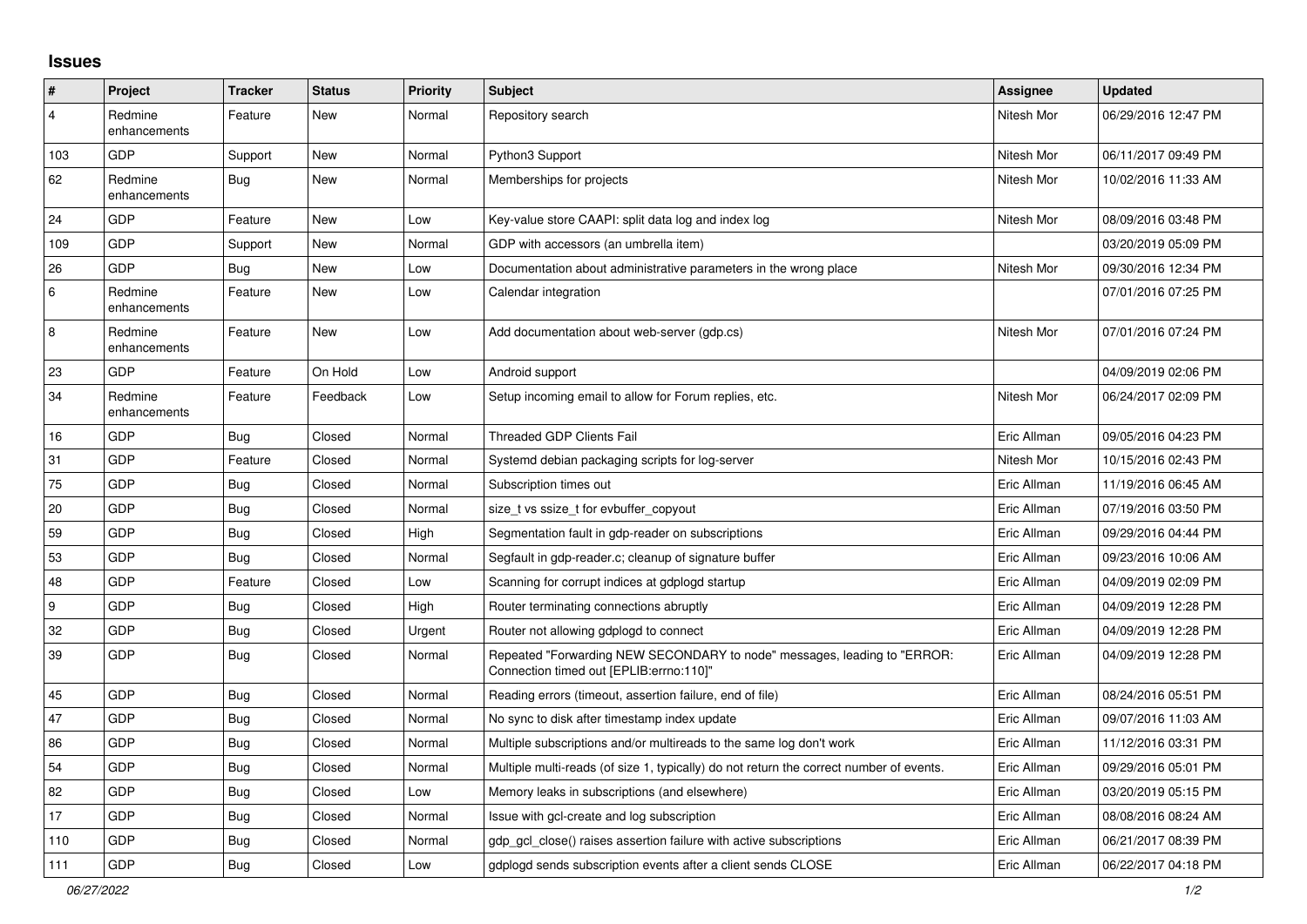# Issues

| # | Project | Tracker | Status | Priority | Subject | Assignee | Updated |
|---|---|---|---|---|---|---|---|
| 4 | Redmine enhancements | Feature | New | Normal | Repository search | Nitesh Mor | 06/29/2016 12:47 PM |
| 103 | GDP | Support | New | Normal | Python3 Support | Nitesh Mor | 06/11/2017 09:49 PM |
| 62 | Redmine enhancements | Bug | New | Normal | Memberships for projects | Nitesh Mor | 10/02/2016 11:33 AM |
| 24 | GDP | Feature | New | Low | Key-value store CAAPI: split data log and index log | Nitesh Mor | 08/09/2016 03:48 PM |
| 109 | GDP | Support | New | Normal | GDP with accessors (an umbrella item) | | 03/20/2019 05:09 PM |
| 26 | GDP | Bug | New | Low | Documentation about administrative parameters in the wrong place | Nitesh Mor | 09/30/2016 12:34 PM |
| 6 | Redmine enhancements | Feature | New | Low | Calendar integration | | 07/01/2016 07:25 PM |
| 8 | Redmine enhancements | Feature | New | Low | Add documentation about web-server (gdp.cs) | Nitesh Mor | 07/01/2016 07:24 PM |
| 23 | GDP | Feature | On Hold | Low | Android support | | 04/09/2019 02:06 PM |
| 34 | Redmine enhancements | Feature | Feedback | Low | Setup incoming email to allow for Forum replies, etc. | Nitesh Mor | 06/24/2017 02:09 PM |
| 16 | GDP | Bug | Closed | Normal | Threaded GDP Clients Fail | Eric Allman | 09/05/2016 04:23 PM |
| 31 | GDP | Feature | Closed | Normal | Systemd debian packaging scripts for log-server | Nitesh Mor | 10/15/2016 02:43 PM |
| 75 | GDP | Bug | Closed | Normal | Subscription times out | Eric Allman | 11/19/2016 06:45 AM |
| 20 | GDP | Bug | Closed | Normal | size_t vs ssize_t for evbuffer_copyout | Eric Allman | 07/19/2016 03:50 PM |
| 59 | GDP | Bug | Closed | High | Segmentation fault in gdp-reader on subscriptions | Eric Allman | 09/29/2016 04:44 PM |
| 53 | GDP | Bug | Closed | Normal | Segfault in gdp-reader.c; cleanup of signature buffer | Eric Allman | 09/23/2016 10:06 AM |
| 48 | GDP | Feature | Closed | Low | Scanning for corrupt indices at gdplogd startup | Eric Allman | 04/09/2019 02:09 PM |
| 9 | GDP | Bug | Closed | High | Router terminating connections abruptly | Eric Allman | 04/09/2019 12:28 PM |
| 32 | GDP | Bug | Closed | Urgent | Router not allowing gdplogd to connect | Eric Allman | 04/09/2019 12:28 PM |
| 39 | GDP | Bug | Closed | Normal | Repeated "Forwarding NEW SECONDARY to node" messages, leading to "ERROR: Connection timed out [EPLIB:errno:110]" | Eric Allman | 04/09/2019 12:28 PM |
| 45 | GDP | Bug | Closed | Normal | Reading errors (timeout, assertion failure, end of file) | Eric Allman | 08/24/2016 05:51 PM |
| 47 | GDP | Bug | Closed | Normal | No sync to disk after timestamp index update | Eric Allman | 09/07/2016 11:03 AM |
| 86 | GDP | Bug | Closed | Normal | Multiple subscriptions and/or multireads to the same log don't work | Eric Allman | 11/12/2016 03:31 PM |
| 54 | GDP | Bug | Closed | Normal | Multiple multi-reads (of size 1, typically) do not return the correct number of events. | Eric Allman | 09/29/2016 05:01 PM |
| 82 | GDP | Bug | Closed | Low | Memory leaks in subscriptions (and elsewhere) | Eric Allman | 03/20/2019 05:15 PM |
| 17 | GDP | Bug | Closed | Normal | Issue with gcl-create and log subscription | Eric Allman | 08/08/2016 08:24 AM |
| 110 | GDP | Bug | Closed | Normal | gdp_gcl_close() raises assertion failure with active subscriptions | Eric Allman | 06/21/2017 08:39 PM |
| 111 | GDP | Bug | Closed | Low | gdplogd sends subscription events after a client sends CLOSE | Eric Allman | 06/22/2017 04:18 PM |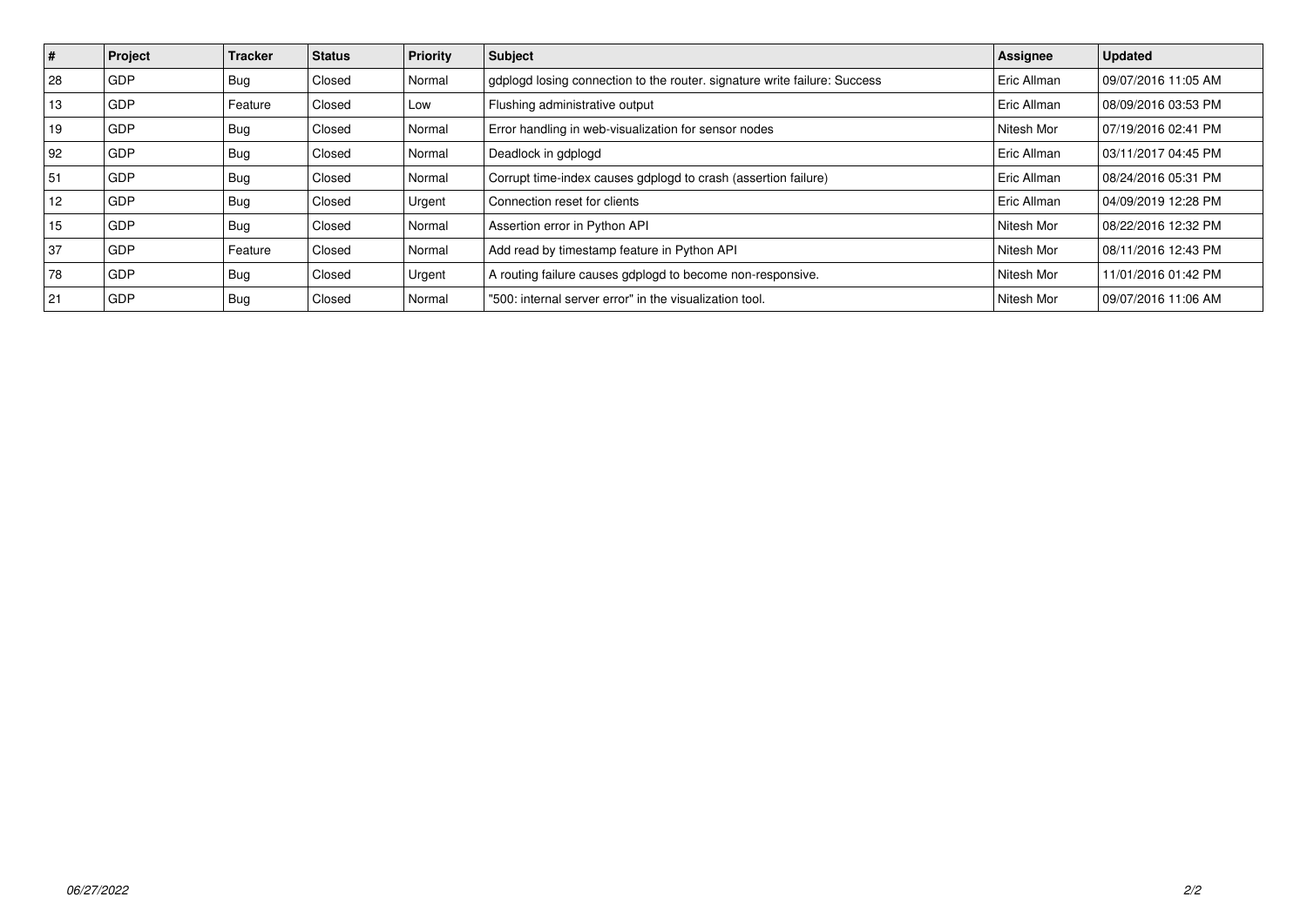| # | Project | Tracker | Status | Priority | Subject | Assignee | Updated |
|---|---|---|---|---|---|---|---|
| 28 | GDP | Bug | Closed | Normal | gdplogd losing connection to the router. signature write failure: Success | Eric Allman | 09/07/2016 11:05 AM |
| 13 | GDP | Feature | Closed | Low | Flushing administrative output | Eric Allman | 08/09/2016 03:53 PM |
| 19 | GDP | Bug | Closed | Normal | Error handling in web-visualization for sensor nodes | Nitesh Mor | 07/19/2016 02:41 PM |
| 92 | GDP | Bug | Closed | Normal | Deadlock in gdplogd | Eric Allman | 03/11/2017 04:45 PM |
| 51 | GDP | Bug | Closed | Normal | Corrupt time-index causes gdplogd to crash (assertion failure) | Eric Allman | 08/24/2016 05:31 PM |
| 12 | GDP | Bug | Closed | Urgent | Connection reset for clients | Eric Allman | 04/09/2019 12:28 PM |
| 15 | GDP | Bug | Closed | Normal | Assertion error in Python API | Nitesh Mor | 08/22/2016 12:32 PM |
| 37 | GDP | Feature | Closed | Normal | Add read by timestamp feature in Python API | Nitesh Mor | 08/11/2016 12:43 PM |
| 78 | GDP | Bug | Closed | Urgent | A routing failure causes gdplogd to become non-responsive. | Nitesh Mor | 11/01/2016 01:42 PM |
| 21 | GDP | Bug | Closed | Normal | "500: internal server error" in the visualization tool. | Nitesh Mor | 09/07/2016 11:06 AM |